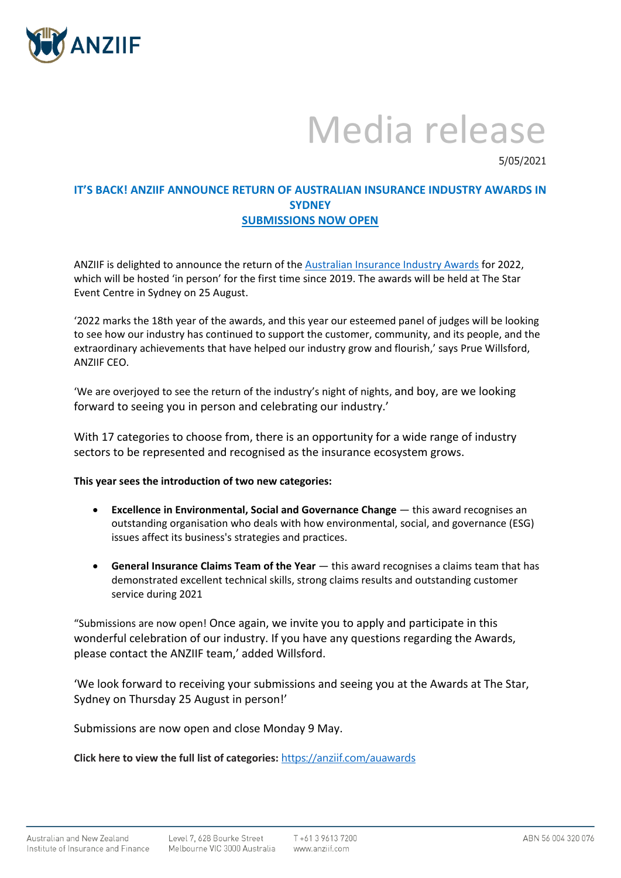# Media release

5/05/2021

## IT'S BACK! ANZIIF ANNOUNCE RETURN OF AUSTRALIAN INSURANCE INDUSTRY AWARDS IN SYDNEY
## SUBMISSIONS NOW OPEN

ANZIIF is delighted to announce the return of the Australian Insurance Industry Awards for 2022, which will be hosted 'in person' for the first time since 2019. The awards will be held at The Star Event Centre in Sydney on 25 August.

'2022 marks the 18th year of the awards, and this year our esteemed panel of judges will be looking to see how our industry has continued to support the customer, community, and its people, and the extraordinary achievements that have helped our industry grow and flourish,' says Prue Willsford, ANZIIF CEO.

'We are overjoyed to see the return of the industry's night of nights, and boy, are we looking forward to seeing you in person and celebrating our industry.'

With 17 categories to choose from, there is an opportunity for a wide range of industry sectors to be represented and recognised as the insurance ecosystem grows.

**This year sees the introduction of two new categories:**

- **Excellence in Environmental, Social and Governance Change** — this award recognises an outstanding organisation who deals with how environmental, social, and governance (ESG) issues affect its business's strategies and practices.
- **General Insurance Claims Team of the Year** — this award recognises a claims team that has demonstrated excellent technical skills, strong claims results and outstanding customer service during 2021

"Submissions are now open! Once again, we invite you to apply and participate in this wonderful celebration of our industry. If you have any questions regarding the Awards, please contact the ANZIIF team,' added Willsford.

'We look forward to receiving your submissions and seeing you at the Awards at The Star, Sydney on Thursday 25 August in person!'

Submissions are now open and close Monday 9 May.

**Click here to view the full list of categories:** https://anziif.com/auawards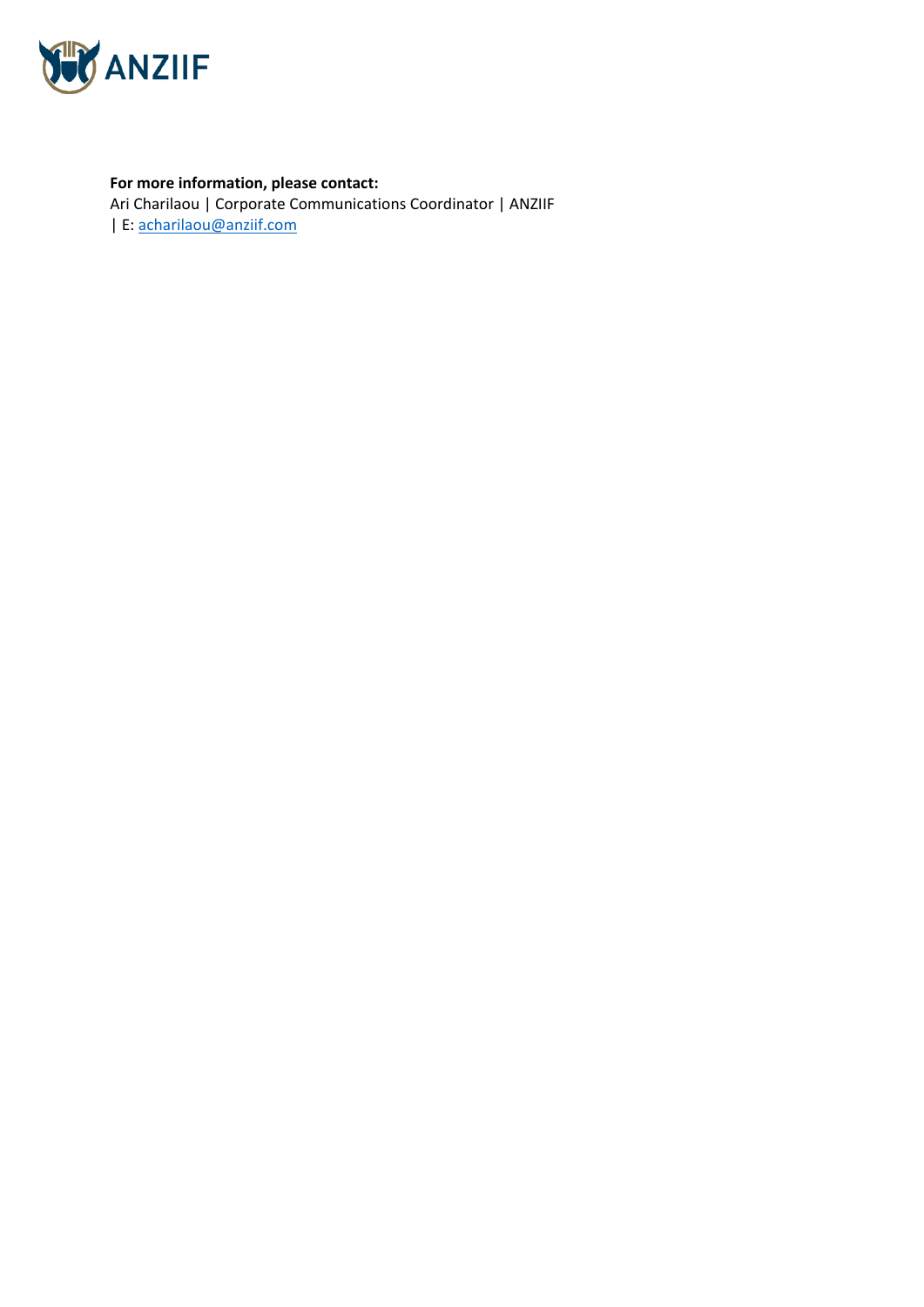**For more information, please contact:**
Ari Charilaou | Corporate Communications Coordinator | ANZIIF
| E: acharilaou@anziif.com